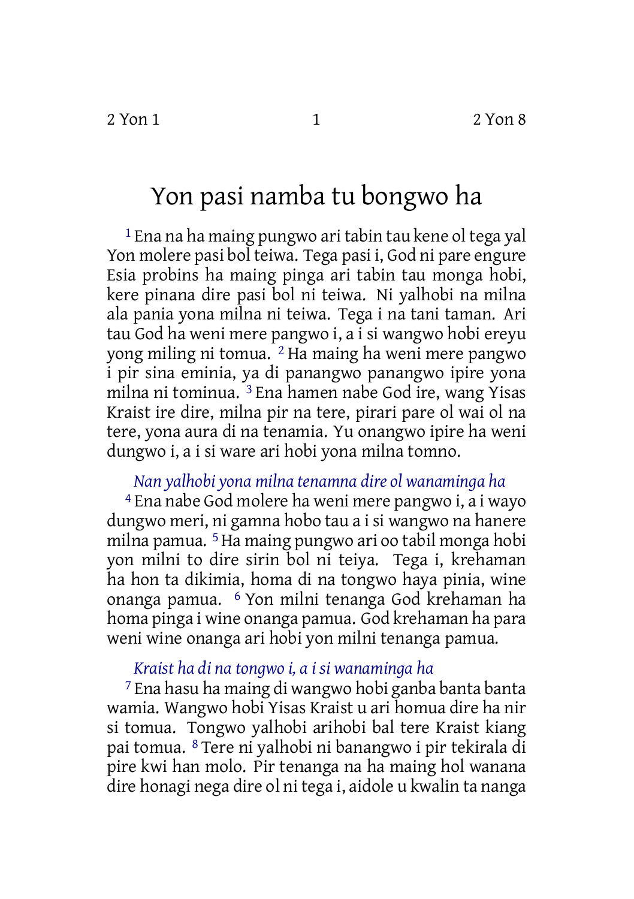# Yon pasi namba tu bongwo ha

[1] Ena na ha maing pungwo ari tabin tau kene ol tega yal Yon molere pasi bol teiwa. Tega pasi i, God ni pare engure Esia probins ha maing pinga ari tabin tau monga hobi, kere pinana dire pasi bol ni teiwa. Ni yalhobi na milna ala pania yona milna ni teiwa. Tega i na tani taman. Ari tau God ha weni mere pangwo i, a i si wangwo hobi ereyu yong miling ni tomua. [2] Ha maing ha weni mere pangwo i pir sina eminia, ya di panangwo panangwo ipire yona milna ni tominua. [3] Ena hamen nabe God ire, wang Yisas Kraist ire dire, milna pir na tere, pirari pare ol wai ol na tere, yona aura di na tenamia. Yu onangwo ipire ha weni dungwo i, a i si ware ari hobi yona milna tomno.

*Nan yalhobi yona milna tenamna dire ol wanaminga ha*

[4] Ena nabe God molere ha weni mere pangwo i, a i wayo dungwo meri, ni gamna hobo tau a i si wangwo na hanere milna pamua. [5] Ha maing pungwo ari oo tabil monga hobi yon milni to dire sirin bol ni teiya. Tega i, krehaman ha hon ta dikimia, homa di na tongwo haya pinia, wine onanga pamua. [6] Yon milni tenanga God krehaman ha homa pinga i wine onanga pamua. God krehaman ha para weni wine onanga ari hobi yon milni tenanga pamua.

*Kraist ha di na tongwo i, a i si wanaminga ha*

[7] Ena hasu ha maing di wangwo hobi ganba banta banta wamia. Wangwo hobi Yisas Kraist u ari homua dire ha nir si tomua. Tongwo yalhobi arihobi bal tere Kraist kiang pai tomua. [8] Tere ni yalhobi ni banangwo i pir tekirala di pire kwi han molo. Pir tenanga na ha maing hol wanana dire honagi nega dire ol ni tega i, aidole u kwalin ta nanga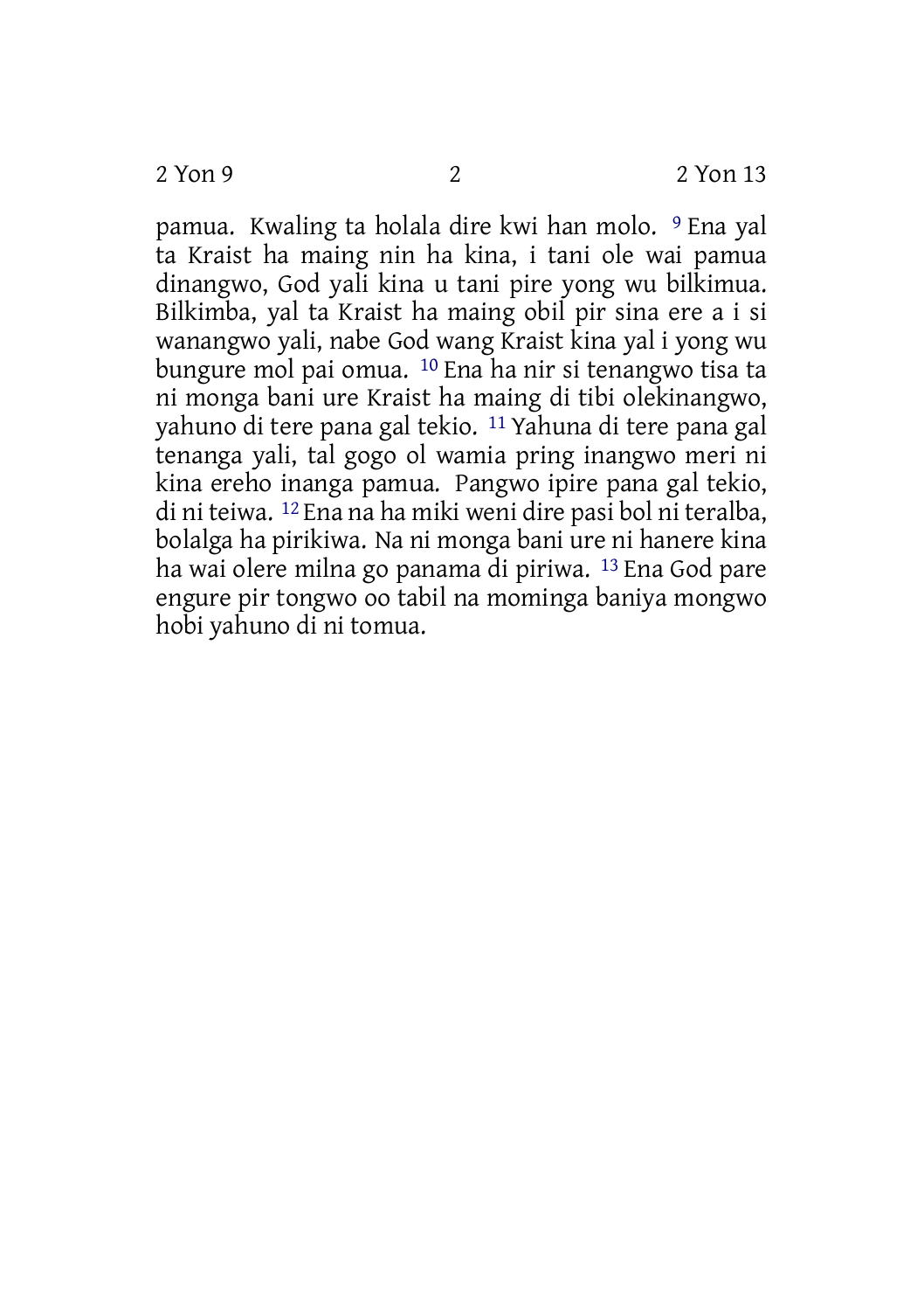pamua. Kwaling ta holala dire kwi han molo. [9] Ena yal ta Kraist ha maing nin ha kina, i tani ole wai pamua dinangwo, God yali kina u tani pire yong wu bilkimua. Bilkimba, yal ta Kraist ha maing obil pir sina ere a i si wanangwo yali, nabe God wang Kraist kina yal i yong wu bungure mol pai omua. [10] Ena ha nir si tenangwo tisa ta ni monga bani ure Kraist ha maing di tibi olekinangwo, yahuno di tere pana gal tekio. [11] Yahuna di tere pana gal tenanga yali, tal gogo ol wamia pring inangwo meri ni kina ereho inanga pamua. Pangwo ipire pana gal tekio, di ni teiwa. [12] Ena na ha miki weni dire pasi bol ni teralba, bolalga ha pirikiwa. Na ni monga bani ure ni hanere kina ha wai olere milna go panama di piriwa. [13] Ena God pare engure pir tongwo oo tabil na mominga baniya mongwo hobi yahuno di ni tomua.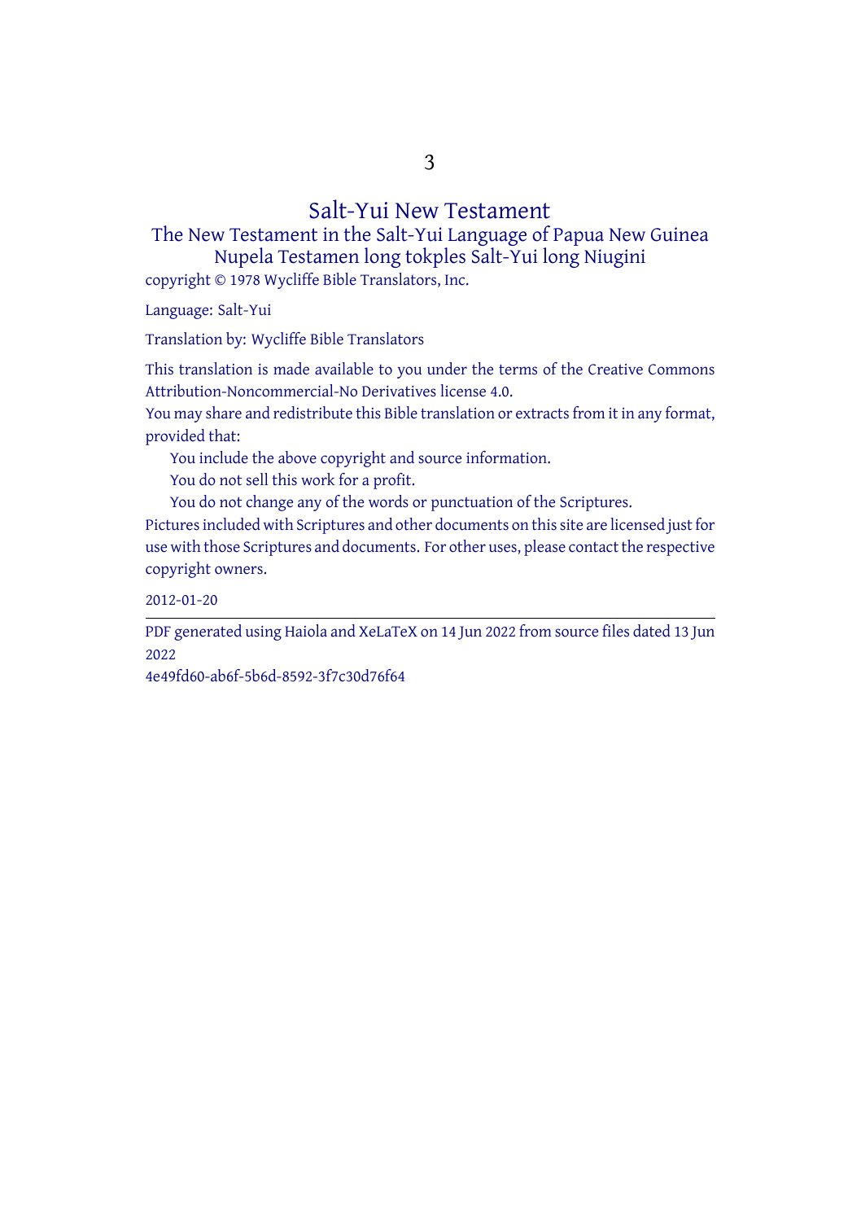# Salt-Yui New Testament

## The New Testament in the Salt-Yui Language of Papua New Guinea
## Nupela Testamen long tokples Salt-Yui long Niugini

copyright © 1978 Wycliffe Bible Translators, Inc.

Language: Salt-Yui

Translation by: Wycliffe Bible Translators

This translation is made available to you under the terms of the Creative Commons Attribution-Noncommercial-No Derivatives license 4.0.

You may share and redistribute this Bible translation or extracts from it in any format, provided that:

You include the above copyright and source information.

You do not sell this work for a profit.

You do not change any of the words or punctuation of the Scriptures.

Pictures included with Scriptures and other documents on this site are licensed just for use with those Scriptures and documents. For other uses, please contact the respective copyright owners.

2012-01-20

---

PDF generated using Haiola and XeLaTeX on 14 Jun 2022 from source files dated 13 Jun 2022

4e49fd60-ab6f-5b6d-8592-3f7c30d76f64